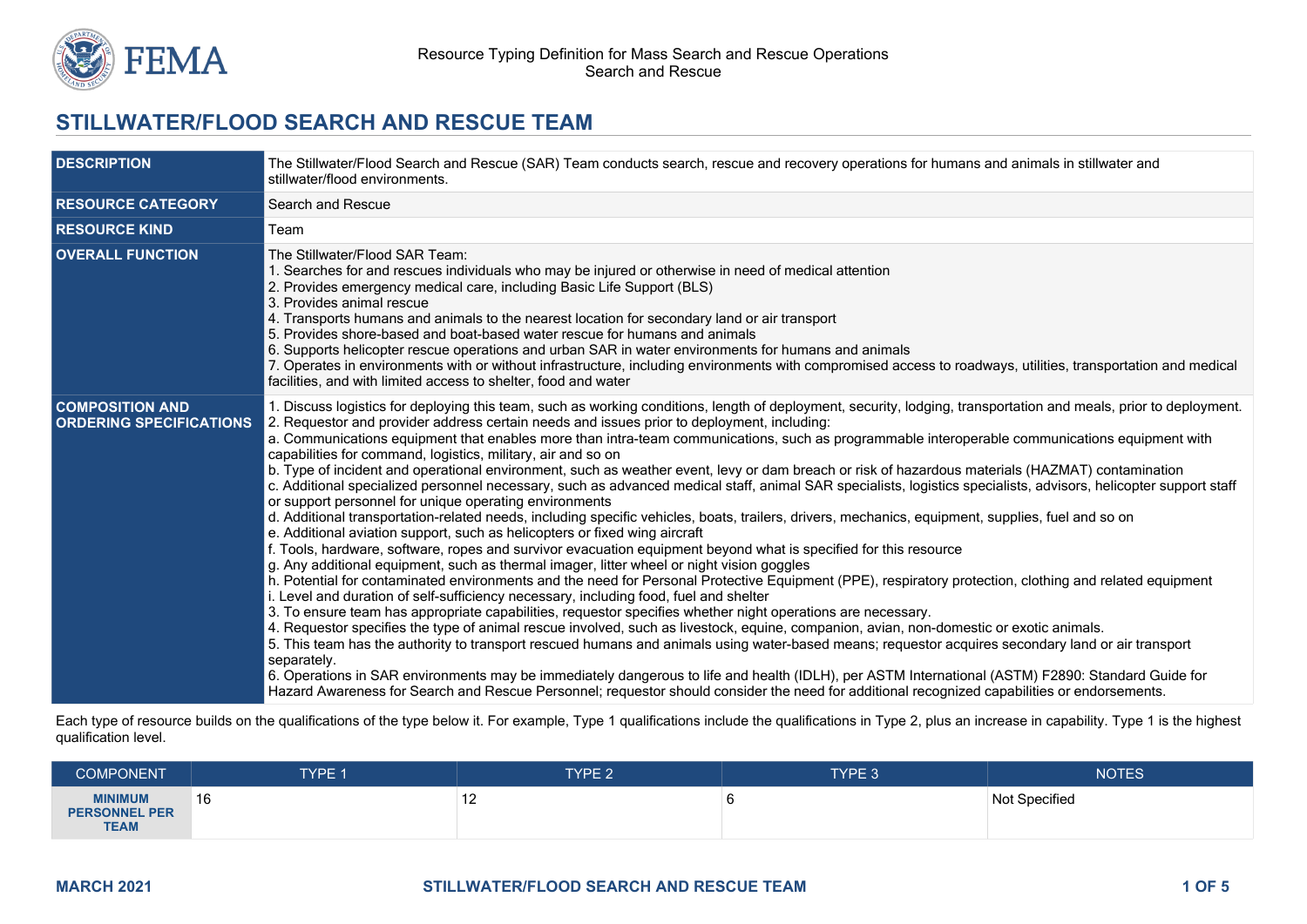Resource Typing Definition for Mass Search and Rescue Operations
Search and Rescue

# STILLWATER/FLOOD SEARCH AND RESCUE TEAM

| | |
|---|---|
| **DESCRIPTION** | The Stillwater/Flood Search and Rescue (SAR) Team conducts search, rescue and recovery operations for humans and animals in stillwater and stillwater/flood environments. |
| **RESOURCE CATEGORY** | Search and Rescue |
| **RESOURCE KIND** | Team |
| **OVERALL FUNCTION** | The Stillwater/Flood SAR Team:<br>1. Searches for and rescues individuals who may be injured or otherwise in need of medical attention<br>2. Provides emergency medical care, including Basic Life Support (BLS)<br>3. Provides animal rescue<br>4. Transports humans and animals to the nearest location for secondary land or air transport<br>5. Provides shore-based and boat-based water rescue for humans and animals<br>6. Supports helicopter rescue operations and urban SAR in water environments for humans and animals<br>7. Operates in environments with or without infrastructure, including environments with compromised access to roadways, utilities, transportation and medical facilities, and with limited access to shelter, food and water |
| **COMPOSITION AND ORDERING SPECIFICATIONS** | 1. Discuss logistics for deploying this team, such as working conditions, length of deployment, security, lodging, transportation and meals, prior to deployment.<br>2. Requestor and provider address certain needs and issues prior to deployment, including:<br>a. Communications equipment that enables more than intra-team communications, such as programmable interoperable communications equipment with capabilities for command, logistics, military, air and so on<br>b. Type of incident and operational environment, such as weather event, levy or dam breach or risk of hazardous materials (HAZMAT) contamination<br>c. Additional specialized personnel necessary, such as advanced medical staff, animal SAR specialists, logistics specialists, advisors, helicopter support staff or support personnel for unique operating environments<br>d. Additional transportation-related needs, including specific vehicles, boats, trailers, drivers, mechanics, equipment, supplies, fuel and so on<br>e. Additional aviation support, such as helicopters or fixed wing aircraft<br>f. Tools, hardware, software, ropes and survivor evacuation equipment beyond what is specified for this resource<br>g. Any additional equipment, such as thermal imager, litter wheel or night vision goggles<br>h. Potential for contaminated environments and the need for Personal Protective Equipment (PPE), respiratory protection, clothing and related equipment<br>i. Level and duration of self-sufficiency necessary, including food, fuel and shelter<br>3. To ensure team has appropriate capabilities, requestor specifies whether night operations are necessary.<br>4. Requestor specifies the type of animal rescue involved, such as livestock, equine, companion, avian, non-domestic or exotic animals.<br>5. This team has the authority to transport rescued humans and animals using water-based means; requestor acquires secondary land or air transport separately.<br>6. Operations in SAR environments may be immediately dangerous to life and health (IDLH), per ASTM International (ASTM) F2890: Standard Guide for Hazard Awareness for Search and Rescue Personnel; requestor should consider the need for additional recognized capabilities or endorsements. |

Each type of resource builds on the qualifications of the type below it. For example, Type 1 qualifications include the qualifications in Type 2, plus an increase in capability. Type 1 is the highest qualification level.

| COMPONENT | TYPE 1 | TYPE 2 | TYPE 3 | NOTES |
|---|---|---|---|---|
| **MINIMUM PERSONNEL PER TEAM** | 16 | 12 | 6 | Not Specified |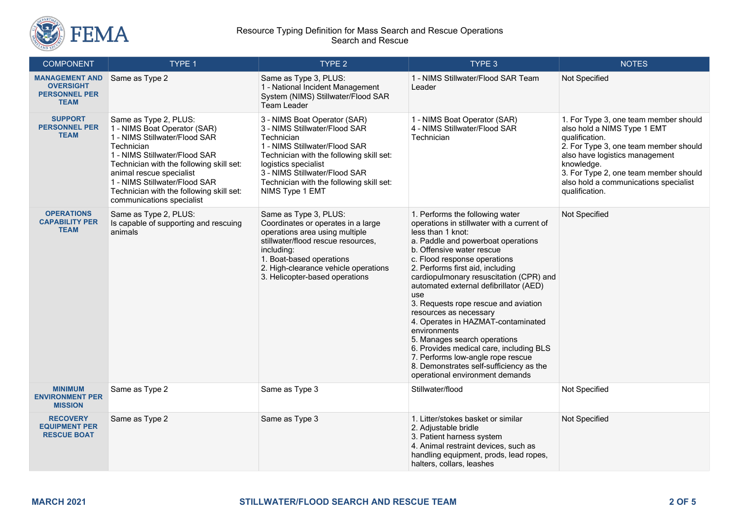| COMPONENT | TYPE 1 | TYPE 2 | TYPE 3 | NOTES |
|---|---|---|---|---|
| **MANAGEMENT AND OVERSIGHT PERSONNEL PER TEAM** | Same as Type 2 | Same as Type 3, PLUS:<br>1 - National Incident Management System (NIMS) Stillwater/Flood SAR Team Leader | 1 - NIMS Stillwater/Flood SAR Team Leader | Not Specified |
| **SUPPORT PERSONNEL PER TEAM** | Same as Type 2, PLUS:<br>1 - NIMS Boat Operator (SAR)<br>1 - NIMS Stillwater/Flood SAR Technician<br>1 - NIMS Stillwater/Flood SAR Technician with the following skill set: animal rescue specialist<br>1 - NIMS Stillwater/Flood SAR Technician with the following skill set: communications specialist | 3 - NIMS Boat Operator (SAR)<br>3 - NIMS Stillwater/Flood SAR Technician<br>1 - NIMS Stillwater/Flood SAR Technician with the following skill set: logistics specialist<br>3 - NIMS Stillwater/Flood SAR Technician with the following skill set: NIMS Type 1 EMT | 1 - NIMS Boat Operator (SAR)<br>4 - NIMS Stillwater/Flood SAR Technician | 1. For Type 3, one team member should also hold a NIMS Type 1 EMT qualification.<br>2. For Type 3, one team member should also have logistics management knowledge.<br>3. For Type 2, one team member should also hold a communications specialist qualification. |
| **OPERATIONS CAPABILITY PER TEAM** | Same as Type 2, PLUS:<br>Is capable of supporting and rescuing animals | Same as Type 3, PLUS:<br>Coordinates or operates in a large operations area using multiple stillwater/flood rescue resources, including:<br>1. Boat-based operations<br>2. High-clearance vehicle operations<br>3. Helicopter-based operations | 1. Performs the following water operations in stillwater with a current of less than 1 knot:<br>a. Paddle and powerboat operations<br>b. Offensive water rescue<br>c. Flood response operations<br>2. Performs first aid, including cardiopulmonary resuscitation (CPR) and automated external defibrillator (AED) use<br>3. Requests rope rescue and aviation resources as necessary<br>4. Operates in HAZMAT-contaminated environments<br>5. Manages search operations<br>6. Provides medical care, including BLS<br>7. Performs low-angle rope rescue<br>8. Demonstrates self-sufficiency as the operational environment demands | Not Specified |
| **MINIMUM ENVIRONMENT PER MISSION** | Same as Type 2 | Same as Type 3 | Stillwater/flood | Not Specified |
| **RECOVERY EQUIPMENT PER RESCUE BOAT** | Same as Type 2 | Same as Type 3 | 1. Litter/stokes basket or similar<br>2. Adjustable bridle<br>3. Patient harness system<br>4. Animal restraint devices, such as handling equipment, prods, lead ropes, halters, collars, leashes | Not Specified |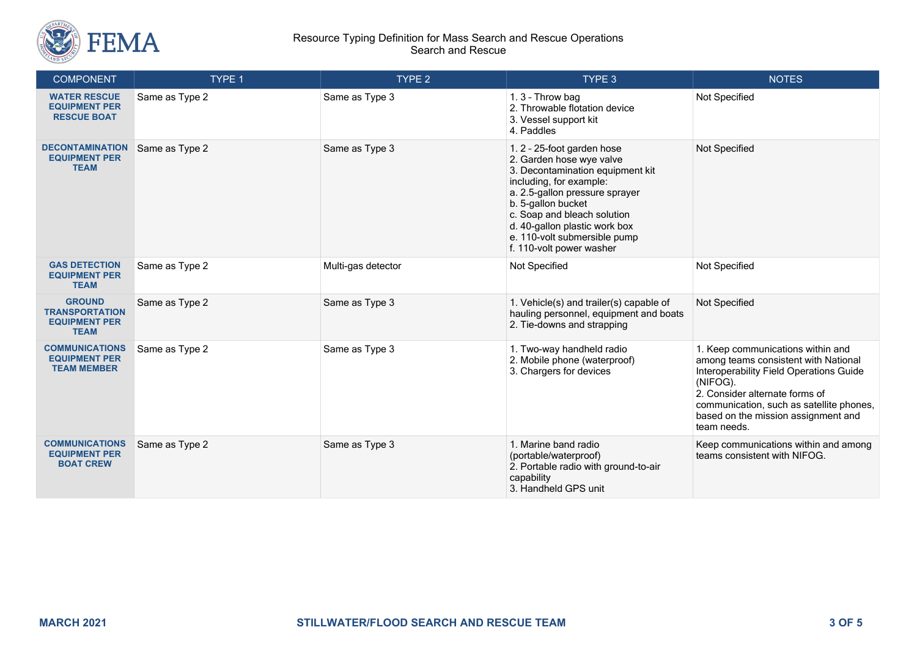| COMPONENT | TYPE 1 | TYPE 2 | TYPE 3 | NOTES |
|---|---|---|---|---|
| **WATER RESCUE EQUIPMENT PER RESCUE BOAT** | Same as Type 2 | Same as Type 3 | 1. 3 - Throw bag<br>2. Throwable flotation device<br>3. Vessel support kit<br>4. Paddles | Not Specified |
| **DECONTAMINATION EQUIPMENT PER TEAM** | Same as Type 2 | Same as Type 3 | 1. 2 - 25-foot garden hose<br>2. Garden hose wye valve<br>3. Decontamination equipment kit including, for example:<br>a. 2.5-gallon pressure sprayer<br>b. 5-gallon bucket<br>c. Soap and bleach solution<br>d. 40-gallon plastic work box<br>e. 110-volt submersible pump<br>f. 110-volt power washer | Not Specified |
| **GAS DETECTION EQUIPMENT PER TEAM** | Same as Type 2 | Multi-gas detector | Not Specified | Not Specified |
| **GROUND TRANSPORTATION EQUIPMENT PER TEAM** | Same as Type 2 | Same as Type 3 | 1. Vehicle(s) and trailer(s) capable of hauling personnel, equipment and boats<br>2. Tie-downs and strapping | Not Specified |
| **COMMUNICATIONS EQUIPMENT PER TEAM MEMBER** | Same as Type 2 | Same as Type 3 | 1. Two-way handheld radio<br>2. Mobile phone (waterproof)<br>3. Chargers for devices | 1. Keep communications within and among teams consistent with National Interoperability Field Operations Guide (NIFOG).<br>2. Consider alternate forms of communication, such as satellite phones, based on the mission assignment and team needs. |
| **COMMUNICATIONS EQUIPMENT PER BOAT CREW** | Same as Type 2 | Same as Type 3 | 1. Marine band radio (portable/waterproof)<br>2. Portable radio with ground-to-air capability<br>3. Handheld GPS unit | Keep communications within and among teams consistent with NIFOG. |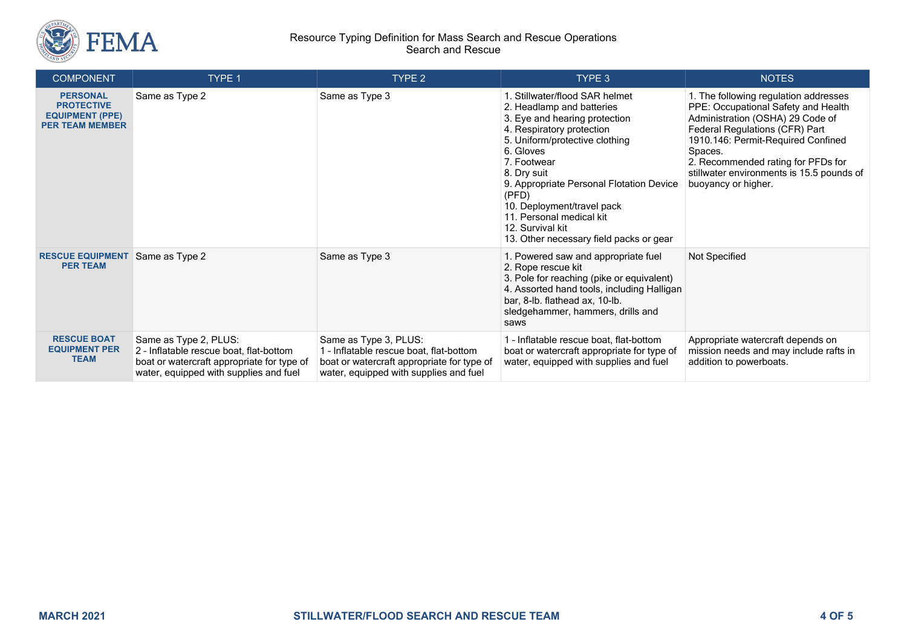| COMPONENT | TYPE 1 | TYPE 2 | TYPE 3 | NOTES |
|---|---|---|---|---|
| **PERSONAL PROTECTIVE EQUIPMENT (PPE) PER TEAM MEMBER** | Same as Type 2 | Same as Type 3 | 1. Stillwater/flood SAR helmet<br>2. Headlamp and batteries<br>3. Eye and hearing protection<br>4. Respiratory protection<br>5. Uniform/protective clothing<br>6. Gloves<br>7. Footwear<br>8. Dry suit<br>9. Appropriate Personal Flotation Device (PFD)<br>10. Deployment/travel pack<br>11. Personal medical kit<br>12. Survival kit<br>13. Other necessary field packs or gear | 1. The following regulation addresses PPE: Occupational Safety and Health Administration (OSHA) 29 Code of Federal Regulations (CFR) Part 1910.146: Permit-Required Confined Spaces.<br>2. Recommended rating for PFDs for stillwater environments is 15.5 pounds of buoyancy or higher. |
| **RESCUE EQUIPMENT PER TEAM** | Same as Type 2 | Same as Type 3 | 1. Powered saw and appropriate fuel<br>2. Rope rescue kit<br>3. Pole for reaching (pike or equivalent)<br>4. Assorted hand tools, including Halligan bar, 8-lb. flathead ax, 10-lb. sledgehammer, hammers, drills and saws | Not Specified |
| **RESCUE BOAT EQUIPMENT PER TEAM** | Same as Type 2, PLUS:<br>2 - Inflatable rescue boat, flat-bottom boat or watercraft appropriate for type of water, equipped with supplies and fuel | Same as Type 3, PLUS:<br>1 - Inflatable rescue boat, flat-bottom boat or watercraft appropriate for type of water, equipped with supplies and fuel | 1 - Inflatable rescue boat, flat-bottom boat or watercraft appropriate for type of water, equipped with supplies and fuel | Appropriate watercraft depends on mission needs and may include rafts in addition to powerboats. |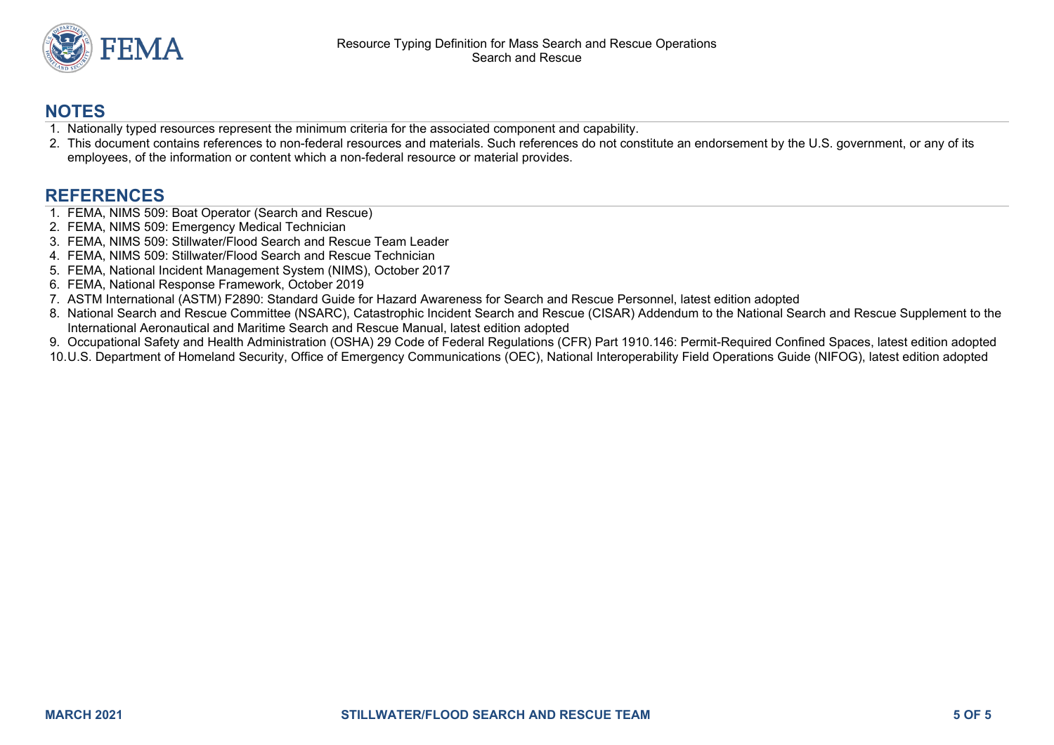## NOTES

1. Nationally typed resources represent the minimum criteria for the associated component and capability.
2. This document contains references to non-federal resources and materials. Such references do not constitute an endorsement by the U.S. government, or any of its employees, of the information or content which a non-federal resource or material provides.

## REFERENCES

1. FEMA, NIMS 509: Boat Operator (Search and Rescue)
2. FEMA, NIMS 509: Emergency Medical Technician
3. FEMA, NIMS 509: Stillwater/Flood Search and Rescue Team Leader
4. FEMA, NIMS 509: Stillwater/Flood Search and Rescue Technician
5. FEMA, National Incident Management System (NIMS), October 2017
6. FEMA, National Response Framework, October 2019
7. ASTM International (ASTM) F2890: Standard Guide for Hazard Awareness for Search and Rescue Personnel, latest edition adopted
8. National Search and Rescue Committee (NSARC), Catastrophic Incident Search and Rescue (CISAR) Addendum to the National Search and Rescue Supplement to the International Aeronautical and Maritime Search and Rescue Manual, latest edition adopted
9. Occupational Safety and Health Administration (OSHA) 29 Code of Federal Regulations (CFR) Part 1910.146: Permit-Required Confined Spaces, latest edition adopted
10. U.S. Department of Homeland Security, Office of Emergency Communications (OEC), National Interoperability Field Operations Guide (NIFOG), latest edition adopted